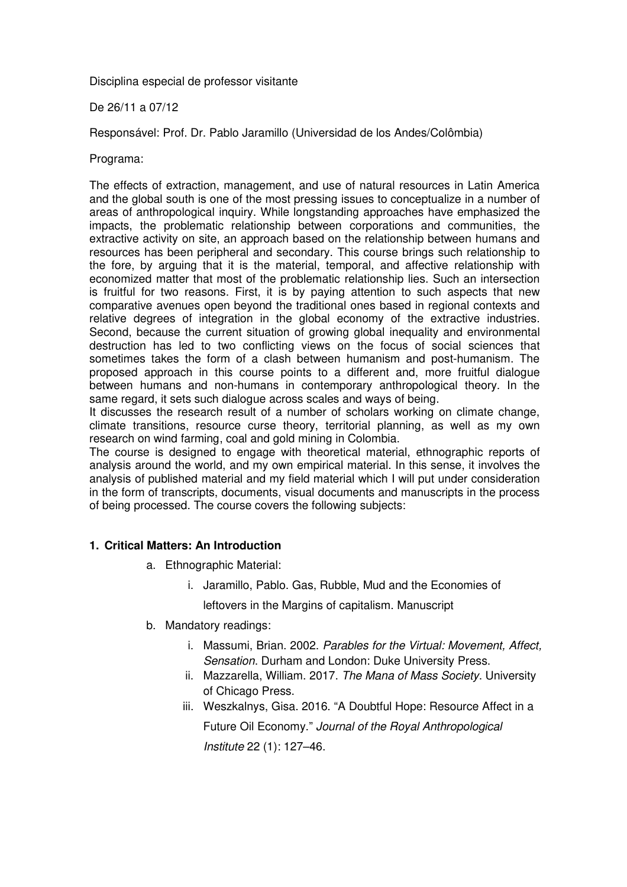Disciplina especial de professor visitante

De 26/11 a 07/12

Responsável: Prof. Dr. Pablo Jaramillo (Universidad de los Andes/Colômbia)

Programa:

The effects of extraction, management, and use of natural resources in Latin America and the global south is one of the most pressing issues to conceptualize in a number of areas of anthropological inquiry. While longstanding approaches have emphasized the impacts, the problematic relationship between corporations and communities, the extractive activity on site, an approach based on the relationship between humans and resources has been peripheral and secondary. This course brings such relationship to the fore, by arguing that it is the material, temporal, and affective relationship with economized matter that most of the problematic relationship lies. Such an intersection is fruitful for two reasons. First, it is by paying attention to such aspects that new comparative avenues open beyond the traditional ones based in regional contexts and relative degrees of integration in the global economy of the extractive industries. Second, because the current situation of growing global inequality and environmental destruction has led to two conflicting views on the focus of social sciences that sometimes takes the form of a clash between humanism and post-humanism. The proposed approach in this course points to a different and, more fruitful dialogue between humans and non-humans in contemporary anthropological theory. In the same regard, it sets such dialogue across scales and ways of being.

It discusses the research result of a number of scholars working on climate change, climate transitions, resource curse theory, territorial planning, as well as my own research on wind farming, coal and gold mining in Colombia.

The course is designed to engage with theoretical material, ethnographic reports of analysis around the world, and my own empirical material. In this sense, it involves the analysis of published material and my field material which I will put under consideration in the form of transcripts, documents, visual documents and manuscripts in the process of being processed. The course covers the following subjects:

## 1. Critical Matters: An Introduction

a. Ethnographic Material:

   i. Jaramillo, Pablo. Gas, Rubble, Mud and the Economies of leftovers in the Margins of capitalism. Manuscript

b. Mandatory readings:

   i. Massumi, Brian. 2002. *Parables for the Virtual: Movement, Affect, Sensation*. Durham and London: Duke University Press.

   ii. Mazzarella, William. 2017. *The Mana of Mass Society*. University of Chicago Press.

   iii. Weszkalnys, Gisa. 2016. "A Doubtful Hope: Resource Affect in a Future Oil Economy." *Journal of the Royal Anthropological Institute* 22 (1): 127–46.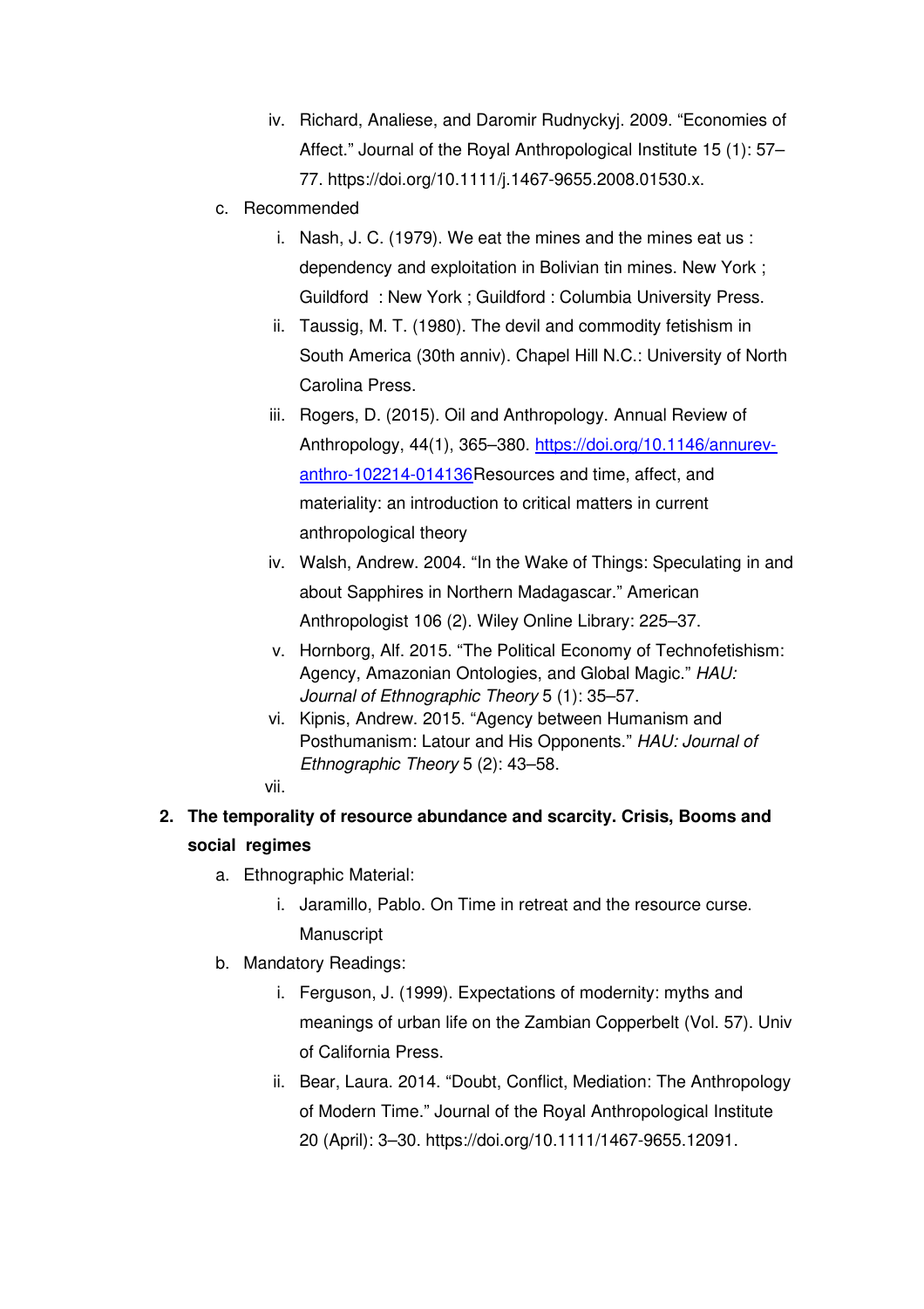iv. Richard, Analiese, and Daromir Rudnyckyj. 2009. "Economies of Affect." Journal of the Royal Anthropological Institute 15 (1): 57–77. https://doi.org/10.1111/j.1467-9655.2008.01530.x.

c. Recommended

   i. Nash, J. C. (1979). We eat the mines and the mines eat us : dependency and exploitation in Bolivian tin mines. New York ; Guildford : New York ; Guildford : Columbia University Press.

   ii. Taussig, M. T. (1980). The devil and commodity fetishism in South America (30th anniv). Chapel Hill N.C.: University of North Carolina Press.

   iii. Rogers, D. (2015). Oil and Anthropology. Annual Review of Anthropology, 44(1), 365–380. [https://doi.org/10.1146/annurev-anthro-102214-014136](https://doi.org/10.1146/annurev-anthro-102214-014136)Resources and time, affect, and materiality: an introduction to critical matters in current anthropological theory

   iv. Walsh, Andrew. 2004. "In the Wake of Things: Speculating in and about Sapphires in Northern Madagascar." American Anthropologist 106 (2). Wiley Online Library: 225–37.

   v. Hornborg, Alf. 2015. "The Political Economy of Technofetishism: Agency, Amazonian Ontologies, and Global Magic." *HAU: Journal of Ethnographic Theory* 5 (1): 35–57.

   vi. Kipnis, Andrew. 2015. "Agency between Humanism and Posthumanism: Latour and His Opponents." *HAU: Journal of Ethnographic Theory* 5 (2): 43–58.

   vii.

2. **The temporality of resource abundance and scarcity. Crisis, Booms and social regimes**

   a. Ethnographic Material:

      i. Jaramillo, Pablo. On Time in retreat and the resource curse. Manuscript

   b. Mandatory Readings:

      i. Ferguson, J. (1999). Expectations of modernity: myths and meanings of urban life on the Zambian Copperbelt (Vol. 57). Univ of California Press.

      ii. Bear, Laura. 2014. "Doubt, Conflict, Mediation: The Anthropology of Modern Time." Journal of the Royal Anthropological Institute 20 (April): 3–30. https://doi.org/10.1111/1467-9655.12091.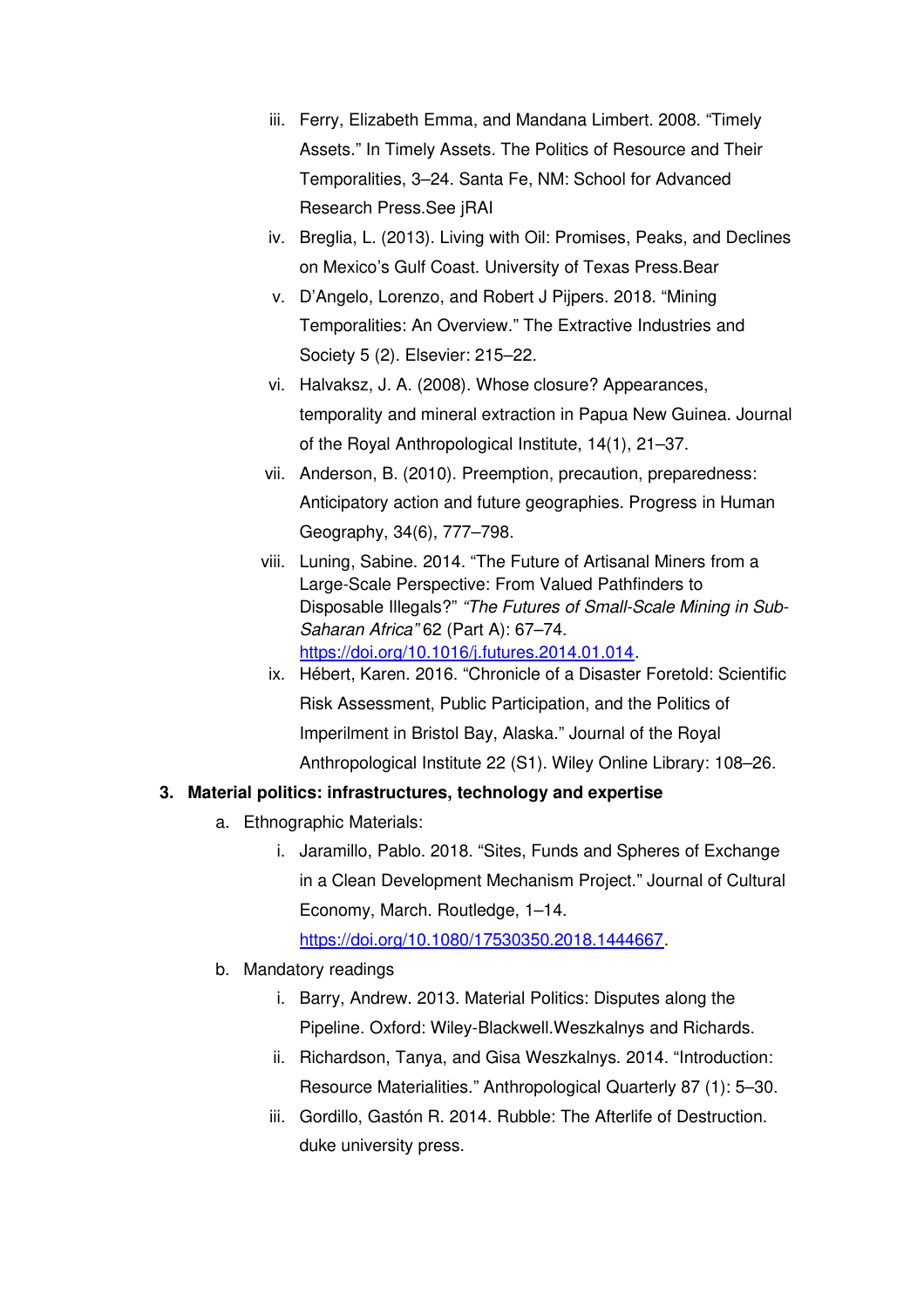iii. Ferry, Elizabeth Emma, and Mandana Limbert. 2008. "Timely Assets." In Timely Assets. The Politics of Resource and Their Temporalities, 3–24. Santa Fe, NM: School for Advanced Research Press.See jRAI
iv. Breglia, L. (2013). Living with Oil: Promises, Peaks, and Declines on Mexico's Gulf Coast. University of Texas Press.Bear
v. D'Angelo, Lorenzo, and Robert J Pijpers. 2018. "Mining Temporalities: An Overview." The Extractive Industries and Society 5 (2). Elsevier: 215–22.
vi. Halvaksz, J. A. (2008). Whose closure? Appearances, temporality and mineral extraction in Papua New Guinea. Journal of the Royal Anthropological Institute, 14(1), 21–37.
vii. Anderson, B. (2010). Preemption, precaution, preparedness: Anticipatory action and future geographies. Progress in Human Geography, 34(6), 777–798.
viii. Luning, Sabine. 2014. "The Future of Artisanal Miners from a Large-Scale Perspective: From Valued Pathfinders to Disposable Illegals?" *"The Futures of Small-Scale Mining in Sub-Saharan Africa"* 62 (Part A): 67–74. https://doi.org/10.1016/j.futures.2014.01.014.
ix. Hébert, Karen. 2016. "Chronicle of a Disaster Foretold: Scientific Risk Assessment, Public Participation, and the Politics of Imperilment in Bristol Bay, Alaska." Journal of the Royal Anthropological Institute 22 (S1). Wiley Online Library: 108–26.

3. **Material politics: infrastructures, technology and expertise**
   a. Ethnographic Materials:
      i. Jaramillo, Pablo. 2018. "Sites, Funds and Spheres of Exchange in a Clean Development Mechanism Project." Journal of Cultural Economy, March. Routledge, 1–14. https://doi.org/10.1080/17530350.2018.1444667.
   b. Mandatory readings
      i. Barry, Andrew. 2013. Material Politics: Disputes along the Pipeline. Oxford: Wiley-Blackwell.Weszkalnys and Richards.
      ii. Richardson, Tanya, and Gisa Weszkalnys. 2014. "Introduction: Resource Materialities." Anthropological Quarterly 87 (1): 5–30.
      iii. Gordillo, Gastón R. 2014. Rubble: The Afterlife of Destruction. duke university press.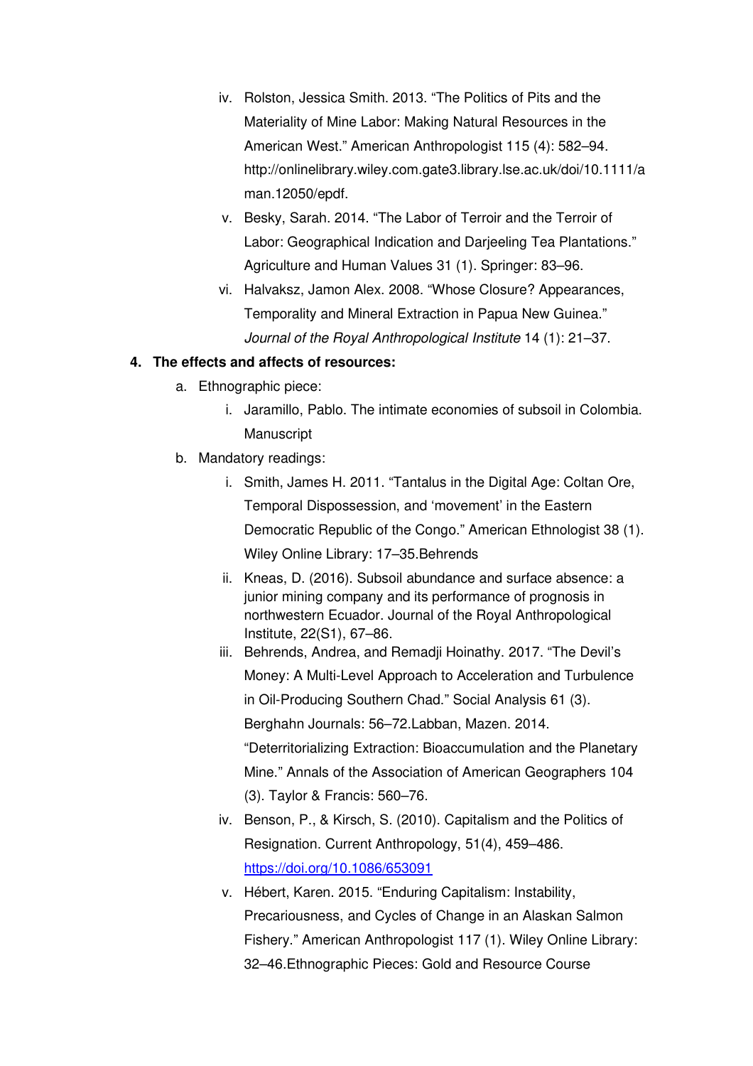iv. Rolston, Jessica Smith. 2013. “The Politics of Pits and the Materiality of Mine Labor: Making Natural Resources in the American West.” American Anthropologist 115 (4): 582–94. http://onlinelibrary.wiley.com.gate3.library.lse.ac.uk/doi/10.1111/aman.12050/epdf.

v. Besky, Sarah. 2014. “The Labor of Terroir and the Terroir of Labor: Geographical Indication and Darjeeling Tea Plantations.” Agriculture and Human Values 31 (1). Springer: 83–96.

vi. Halvaksz, Jamon Alex. 2008. “Whose Closure? Appearances, Temporality and Mineral Extraction in Papua New Guinea.” *Journal of the Royal Anthropological Institute* 14 (1): 21–37.

**4. The effects and affects of resources:**

a. Ethnographic piece:

  i. Jaramillo, Pablo. The intimate economies of subsoil in Colombia. Manuscript

b. Mandatory readings:

  i. Smith, James H. 2011. “Tantalus in the Digital Age: Coltan Ore, Temporal Dispossession, and ‘movement’ in the Eastern Democratic Republic of the Congo.” American Ethnologist 38 (1). Wiley Online Library: 17–35.Behrends

  ii. Kneas, D. (2016). Subsoil abundance and surface absence: a junior mining company and its performance of prognosis in northwestern Ecuador. Journal of the Royal Anthropological Institute, 22(S1), 67–86.

  iii. Behrends, Andrea, and Remadji Hoinathy. 2017. “The Devil’s Money: A Multi-Level Approach to Acceleration and Turbulence in Oil-Producing Southern Chad.” Social Analysis 61 (3). Berghahn Journals: 56–72.Labban, Mazen. 2014. “Deterritorializing Extraction: Bioaccumulation and the Planetary Mine.” Annals of the Association of American Geographers 104 (3). Taylor & Francis: 560–76.

  iv. Benson, P., & Kirsch, S. (2010). Capitalism and the Politics of Resignation. Current Anthropology, 51(4), 459–486. https://doi.org/10.1086/653091

  v. Hébert, Karen. 2015. “Enduring Capitalism: Instability, Precariousness, and Cycles of Change in an Alaskan Salmon Fishery.” American Anthropologist 117 (1). Wiley Online Library: 32–46.Ethnographic Pieces: Gold and Resource Course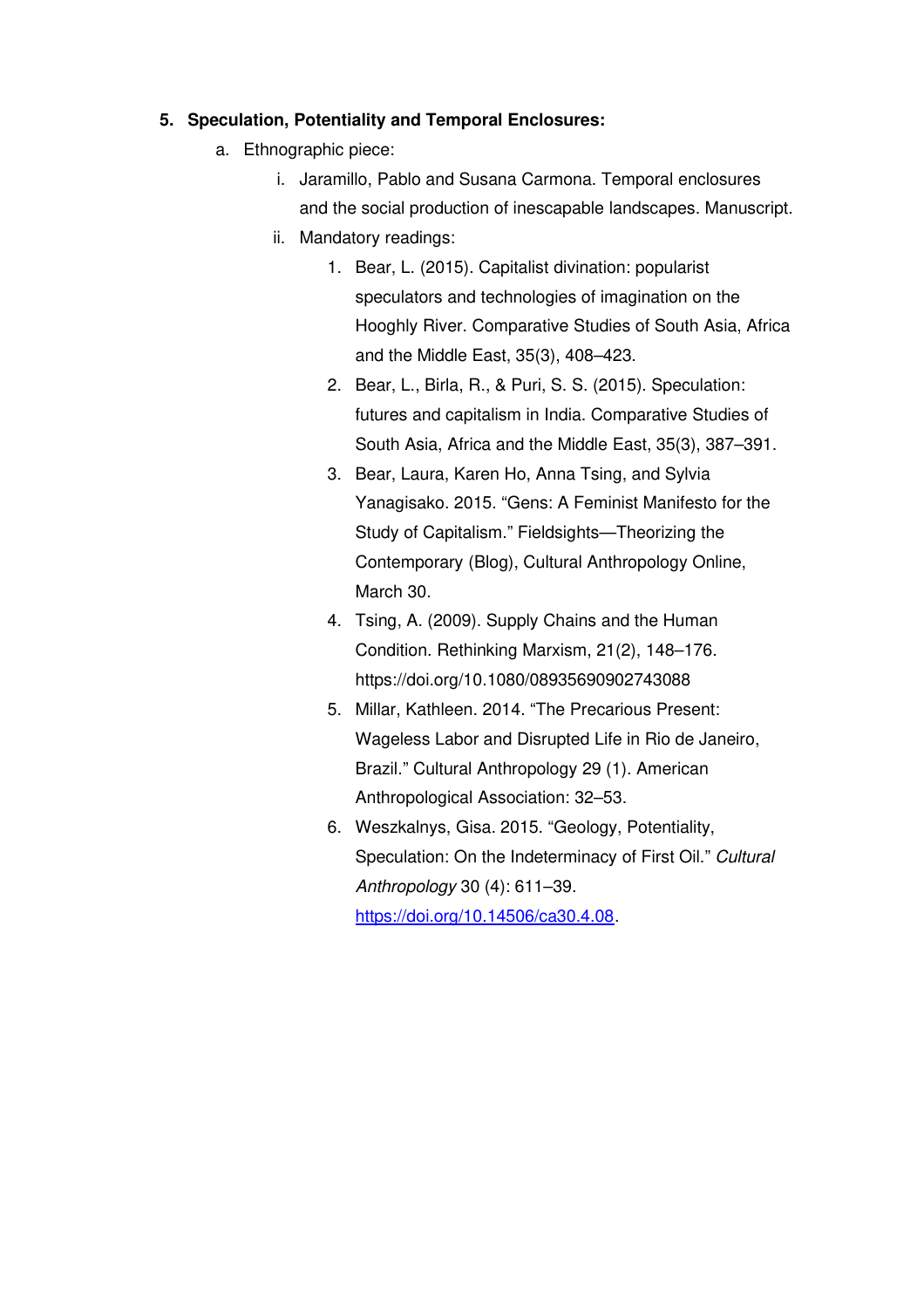5. **Speculation, Potentiality and Temporal Enclosures:**
    a. Ethnographic piece:
        i. Jaramillo, Pablo and Susana Carmona. Temporal enclosures and the social production of inescapable landscapes. Manuscript.
        ii. Mandatory readings:
            1. Bear, L. (2015). Capitalist divination: popularist speculators and technologies of imagination on the Hooghly River. Comparative Studies of South Asia, Africa and the Middle East, 35(3), 408–423.
            2. Bear, L., Birla, R., & Puri, S. S. (2015). Speculation: futures and capitalism in India. Comparative Studies of South Asia, Africa and the Middle East, 35(3), 387–391.
            3. Bear, Laura, Karen Ho, Anna Tsing, and Sylvia Yanagisako. 2015. "Gens: A Feminist Manifesto for the Study of Capitalism." Fieldsights—Theorizing the Contemporary (Blog), Cultural Anthropology Online, March 30.
            4. Tsing, A. (2009). Supply Chains and the Human Condition. Rethinking Marxism, 21(2), 148–176. https://doi.org/10.1080/08935690902743088
            5. Millar, Kathleen. 2014. "The Precarious Present: Wageless Labor and Disrupted Life in Rio de Janeiro, Brazil." Cultural Anthropology 29 (1). American Anthropological Association: 32–53.
            6. Weszkalnys, Gisa. 2015. "Geology, Potentiality, Speculation: On the Indeterminacy of First Oil." *Cultural Anthropology* 30 (4): 611–39. [https://doi.org/10.14506/ca30.4.08](https://doi.org/10.14506/ca30.4.08).